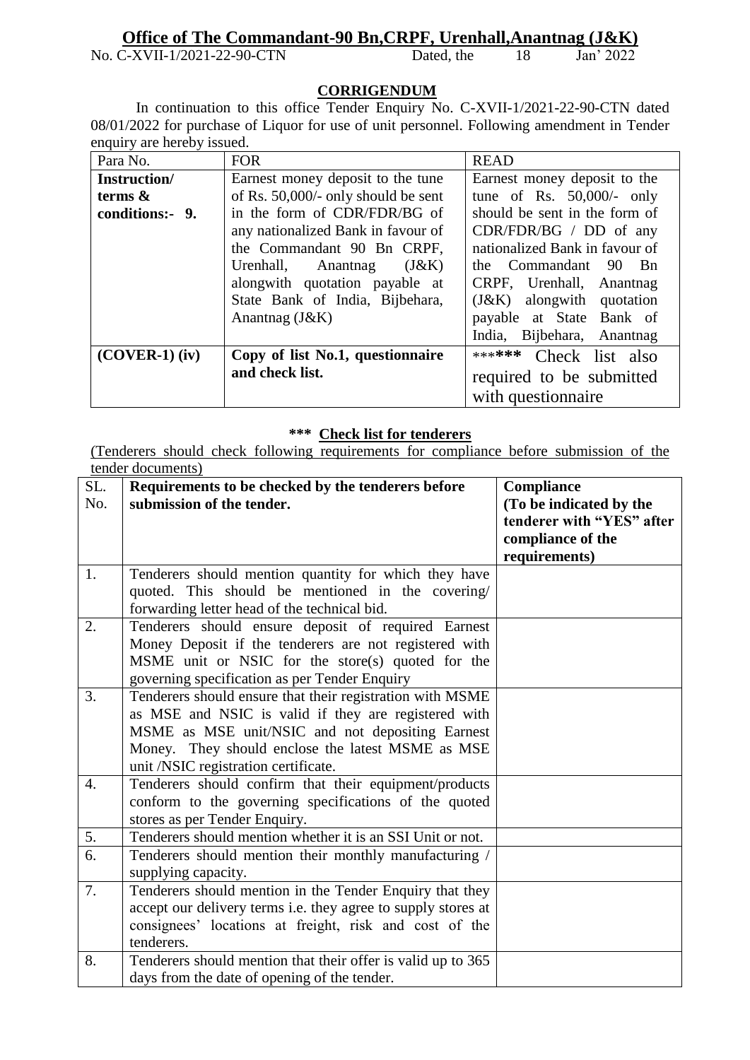# Office of The Commandant-90 Bn,CRPF, Urenhall,Anantnag (J&K)

No. C-XVII-1/2021-22-90-CTN Dated, the 18 Jan' 2022

## CORRIGENDUM

In continuation to this office Tender Enquiry No. C-XVII-1/2021-22-90-CTN dated 08/01/2022 for purchase of Liquor for use of unit personnel. Following amendment in Tender enquiry are hereby issued.

| Para No. | FOR | READ |
|---|---|---|
| **Instruction/ terms & conditions:- 9.** | Earnest money deposit to the tune of Rs. 50,000/- only should be sent in the form of CDR/FDR/BG of any nationalized Bank in favour of the Commandant 90 Bn CRPF, Urenhall, Anantnag (J&K) alongwith quotation payable at State Bank of India, Bijbehara, Anantnag (J&K) | Earnest money deposit to the tune of Rs. 50,000/- only should be sent in the form of CDR/FDR/BG / DD of any nationalized Bank in favour of the Commandant 90 Bn CRPF, Urenhall, Anantnag (J&K) alongwith quotation payable at State Bank of India, Bijbehara, Anantnag |
| **(COVER-1) (iv)** | **Copy of list No.1, questionnaire and check list.** | ****** Check list also required to be submitted with questionnaire |

### *** Check list for tenderers

(Tenderers should check following requirements for compliance before submission of the tender documents)

| SL. No. | Requirements to be checked by the tenderers before submission of the tender. | Compliance (To be indicated by the tenderer with "YES" after compliance of the requirements) |
|---|---|---|
| 1. | Tenderers should mention quantity for which they have quoted. This should be mentioned in the covering/ forwarding letter head of the technical bid. | |
| 2. | Tenderers should ensure deposit of required Earnest Money Deposit if the tenderers are not registered with MSME unit or NSIC for the store(s) quoted for the governing specification as per Tender Enquiry | |
| 3. | Tenderers should ensure that their registration with MSME as MSE and NSIC is valid if they are registered with MSME as MSE unit/NSIC and not depositing Earnest Money. They should enclose the latest MSME as MSE unit /NSIC registration certificate. | |
| 4. | Tenderers should confirm that their equipment/products conform to the governing specifications of the quoted stores as per Tender Enquiry. | |
| 5. | Tenderers should mention whether it is an SSI Unit or not. | |
| 6. | Tenderers should mention their monthly manufacturing / supplying capacity. | |
| 7. | Tenderers should mention in the Tender Enquiry that they accept our delivery terms i.e. they agree to supply stores at consignees' locations at freight, risk and cost of the tenderers. | |
| 8. | Tenderers should mention that their offer is valid up to 365 days from the date of opening of the tender. | |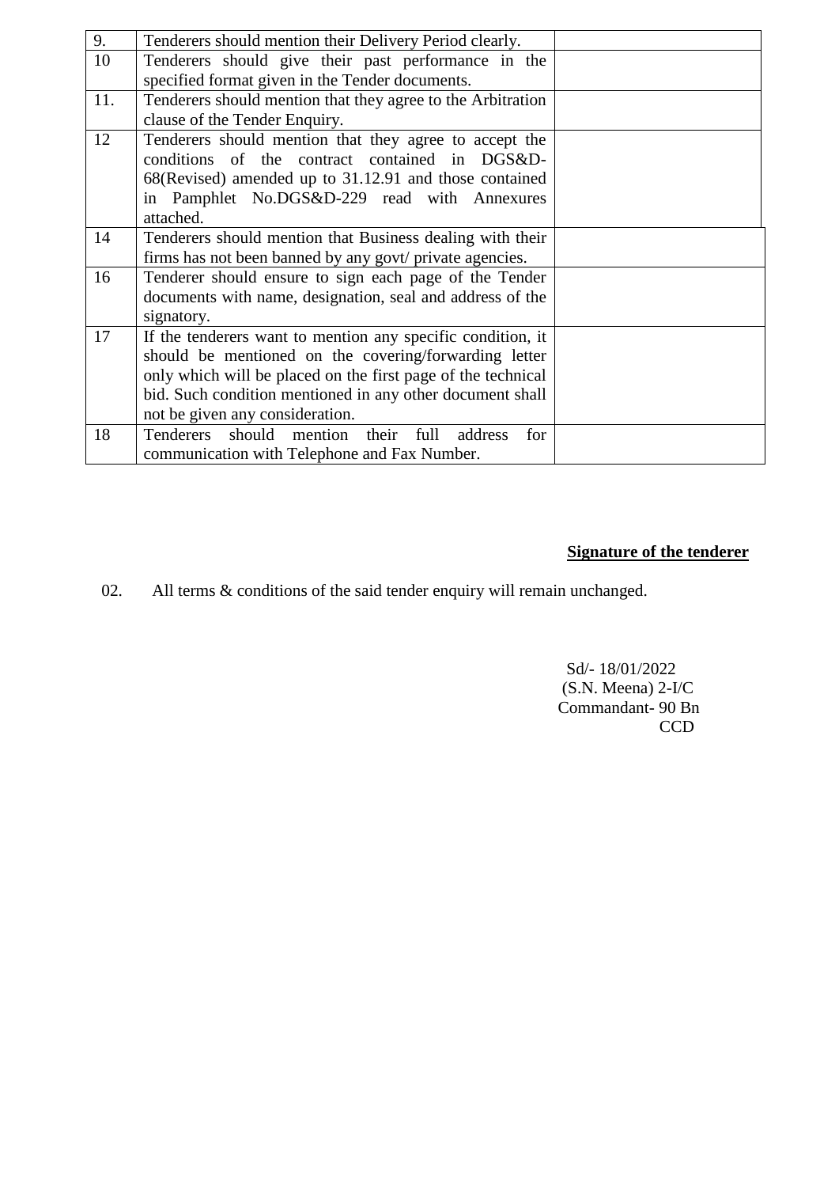| | | |
|---|---|---|
| 9. | Tenderers should mention their Delivery Period clearly. | |
| 10 | Tenderers should give their past performance in the specified format given in the Tender documents. | |
| 11. | Tenderers should mention that they agree to the Arbitration clause of the Tender Enquiry. | |
| 12 | Tenderers should mention that they agree to accept the conditions of the contract contained in DGS&D-68(Revised) amended up to 31.12.91 and those contained in Pamphlet No.DGS&D-229 read with Annexures attached. | |
| 14 | Tenderers should mention that Business dealing with their firms has not been banned by any govt/ private agencies. | |
| 16 | Tenderer should ensure to sign each page of the Tender documents with name, designation, seal and address of the signatory. | |
| 17 | If the tenderers want to mention any specific condition, it should be mentioned on the covering/forwarding letter only which will be placed on the first page of the technical bid. Such condition mentioned in any other document shall not be given any consideration. | |
| 18 | Tenderers should mention their full address for communication with Telephone and Fax Number. | |

**Signature of the tenderer**

02. All terms & conditions of the said tender enquiry will remain unchanged.

Sd/- 18/01/2022
(S.N. Meena) 2-I/C
Commandant- 90 Bn
CCD